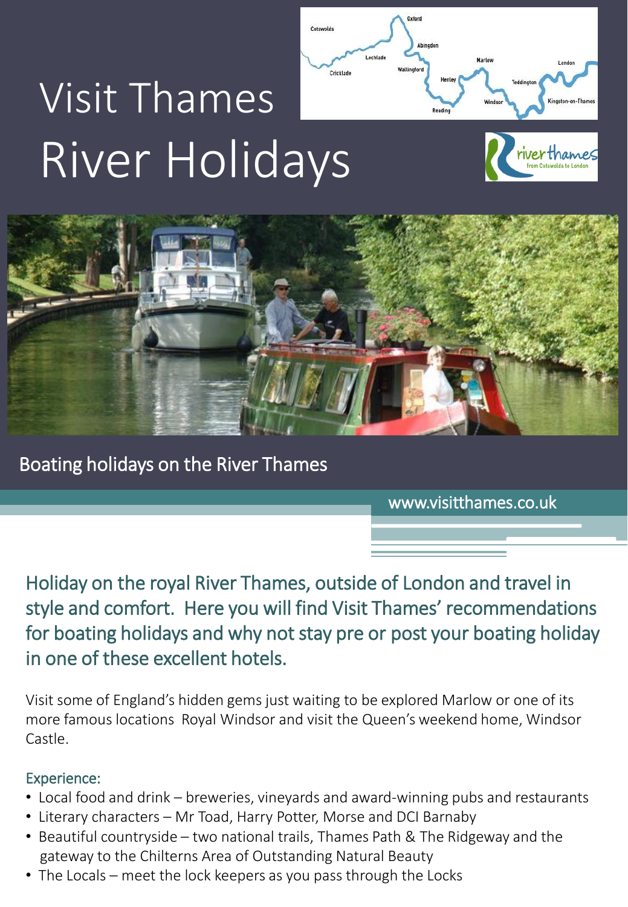# Visit Thames River Holidays

Boating holidays on the River Thames

www.visitthames.co.uk

## Holiday on the royal River Thames, outside of London and travel in style and comfort. Here you will find Visit Thames' recommendations for boating holidays and why not stay pre or post your boating holiday in one of these excellent hotels.

Visit some of England's hidden gems just waiting to be explored Marlow or one of its more famous locations Royal Windsor and visit the Queen's weekend home, Windsor Castle.

### Experience:

- Local food and drink – breweries, vineyards and award-winning pubs and restaurants
- Literary characters – Mr Toad, Harry Potter, Morse and DCI Barnaby
- Beautiful countryside – two national trails, Thames Path & The Ridgeway and the gateway to the Chilterns Area of Outstanding Natural Beauty
- The Locals – meet the lock keepers as you pass through the Locks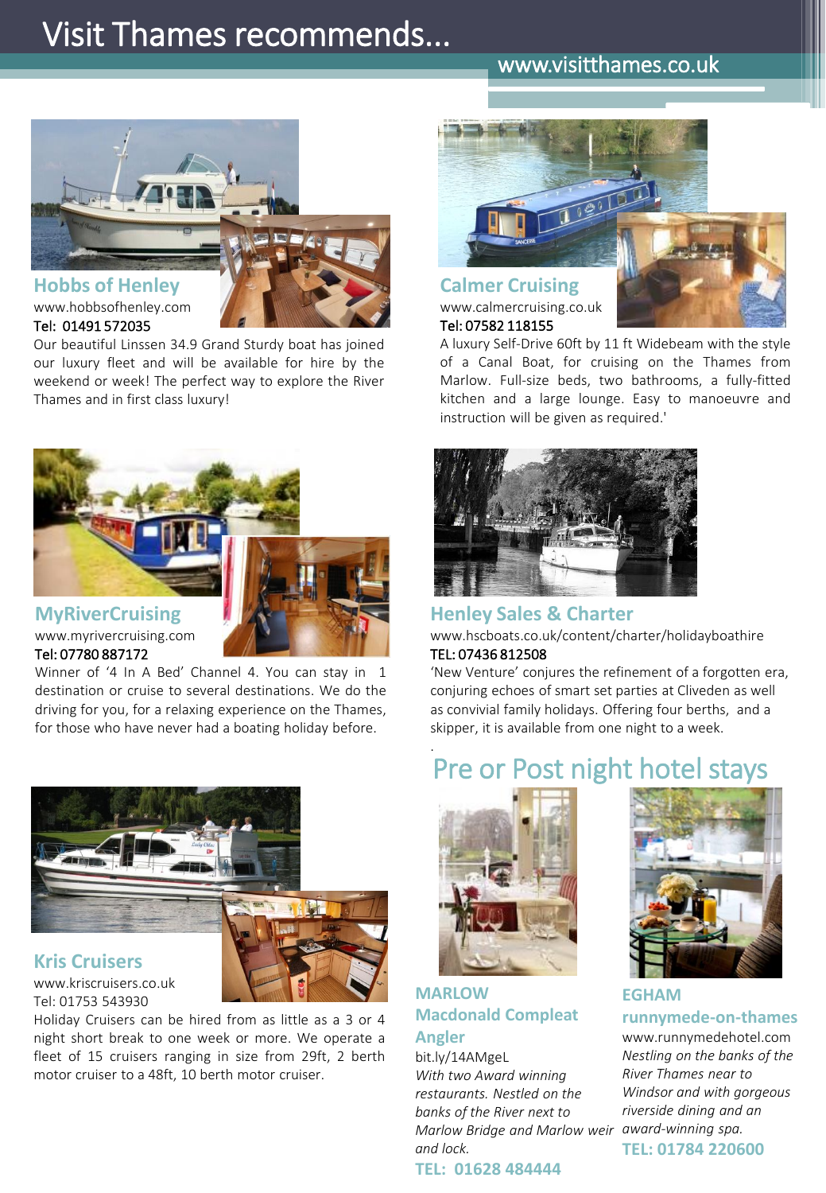# Visit Thames recommends...

www.visitthames.co.uk

## Hobbs of Henley

www.hobbsofhenley.com

Tel: 01491 572035

Our beautiful Linssen 34.9 Grand Sturdy boat has joined our luxury fleet and will be available for hire by the weekend or week! The perfect way to explore the River Thames and in first class luxury!

## Calmer Cruising

www.calmercruising.co.uk

Tel: 07582 118155

A luxury Self-Drive 60ft by 11 ft Widebeam with the style of a Canal Boat, for cruising on the Thames from Marlow. Full-size beds, two bathrooms, a fully-fitted kitchen and a large lounge. Easy to manoeuvre and instruction will be given as required.'

## MyRiverCruising

www.myrivercruising.com

Tel: 07780 887172

Winner of '4 In A Bed' Channel 4. You can stay in 1 destination or cruise to several destinations. We do the driving for you, for a relaxing experience on the Thames, for those who have never had a boating holiday before.

## Henley Sales & Charter

www.hscboats.co.uk/content/charter/holidayboathire

TEL: 07436 812508

'New Venture' conjures the refinement of a forgotten era, conjuring echoes of smart set parties at Cliveden as well as convivial family holidays. Offering four berths, and a skipper, it is available from one night to a week.

## Kris Cruisers

www.kriscruisers.co.uk

Tel: 01753 543930

Holiday Cruisers can be hired from as little as a 3 or 4 night short break to one week or more. We operate a fleet of 15 cruisers ranging in size from 29ft, 2 berth motor cruiser to a 48ft, 10 berth motor cruiser.

# Pre or Post night hotel stays

### MARLOW
### Macdonald Compleat Angler

bit.ly/14AMgeL

*With two Award winning restaurants. Nestled on the banks of the River next to Marlow Bridge and Marlow weir and lock.*

**TEL: 01628 484444**

### EGHAM
### runnymede-on-thames

www.runnymedehotel.com

*Nestling on the banks of the River Thames near to Windsor and with gorgeous riverside dining and an award-winning spa.*

**TEL: 01784 220600**